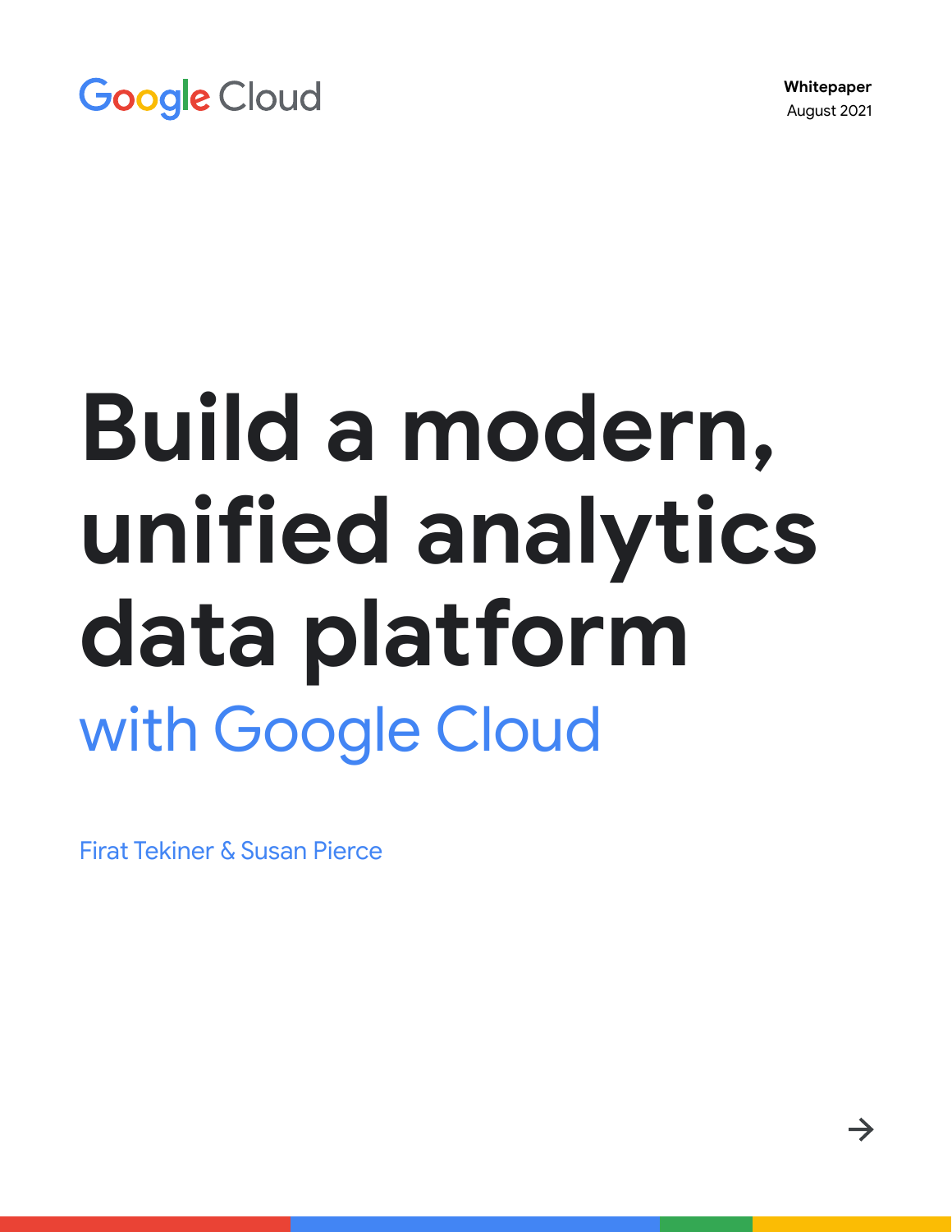Google Cloud

**Whitepaper**
August 2021

# Build a modern, unified analytics data platform

## with Google Cloud

Firat Tekiner & Susan Pierce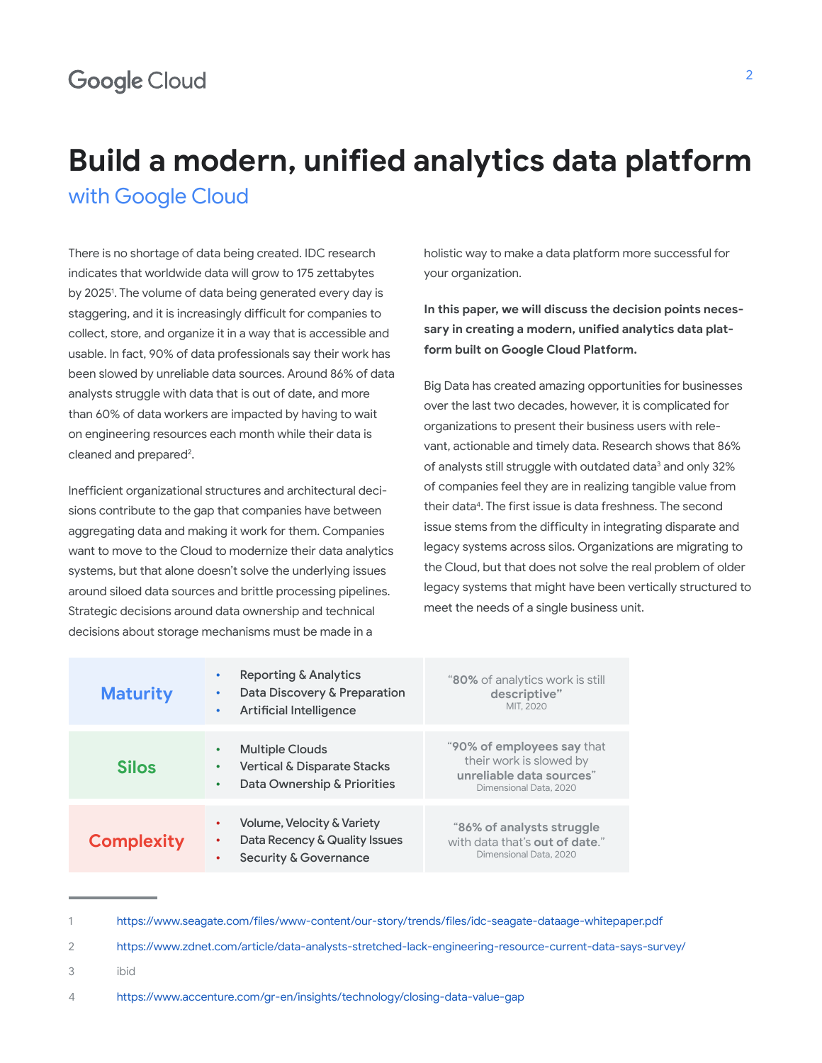# Build a modern, unified analytics data platform

## with Google Cloud

There is no shortage of data being created. IDC research indicates that worldwide data will grow to 175 zettabytes by 2025[1]. The volume of data being generated every day is staggering, and it is increasingly difficult for companies to collect, store, and organize it in a way that is accessible and usable. In fact, 90% of data professionals say their work has been slowed by unreliable data sources. Around 86% of data analysts struggle with data that is out of date, and more than 60% of data workers are impacted by having to wait on engineering resources each month while their data is cleaned and prepared[2].

Inefficient organizational structures and architectural decisions contribute to the gap that companies have between aggregating data and making it work for them. Companies want to move to the Cloud to modernize their data analytics systems, but that alone doesn't solve the underlying issues around siloed data sources and brittle processing pipelines. Strategic decisions around data ownership and technical decisions about storage mechanisms must be made in a holistic way to make a data platform more successful for your organization.

**In this paper, we will discuss the decision points necessary in creating a modern, unified analytics data platform built on Google Cloud Platform.**

Big Data has created amazing opportunities for businesses over the last two decades, however, it is complicated for organizations to present their business users with relevant, actionable and timely data. Research shows that 86% of analysts still struggle with outdated data[3] and only 32% of companies feel they are in realizing tangible value from their data[4]. The first issue is data freshness. The second issue stems from the difficulty in integrating disparate and legacy systems across silos. Organizations are migrating to the Cloud, but that does not solve the real problem of older legacy systems that might have been vertically structured to meet the needs of a single business unit.

| | | |
|---|---|---|
| **Maturity** | • Reporting & Analytics<br>• Data Discovery & Preparation<br>• Artificial Intelligence | "**80%** of analytics work is still **descriptive**"<br>MIT, 2020 |
| **Silos** | • Multiple Clouds<br>• Vertical & Disparate Stacks<br>• Data Ownership & Priorities | "**90% of employees say** that their work is slowed by **unreliable data sources**"<br>Dimensional Data, 2020 |
| **Complexity** | • Volume, Velocity & Variety<br>• Data Recency & Quality Issues<br>• Security & Governance | "**86% of analysts struggle** with data that's **out of date**."<br>Dimensional Data, 2020 |

---

1 https://www.seagate.com/files/www-content/our-story/trends/files/idc-seagate-dataage-whitepaper.pdf

2 https://www.zdnet.com/article/data-analysts-stretched-lack-engineering-resource-current-data-says-survey/

3 ibid

4 https://www.accenture.com/gr-en/insights/technology/closing-data-value-gap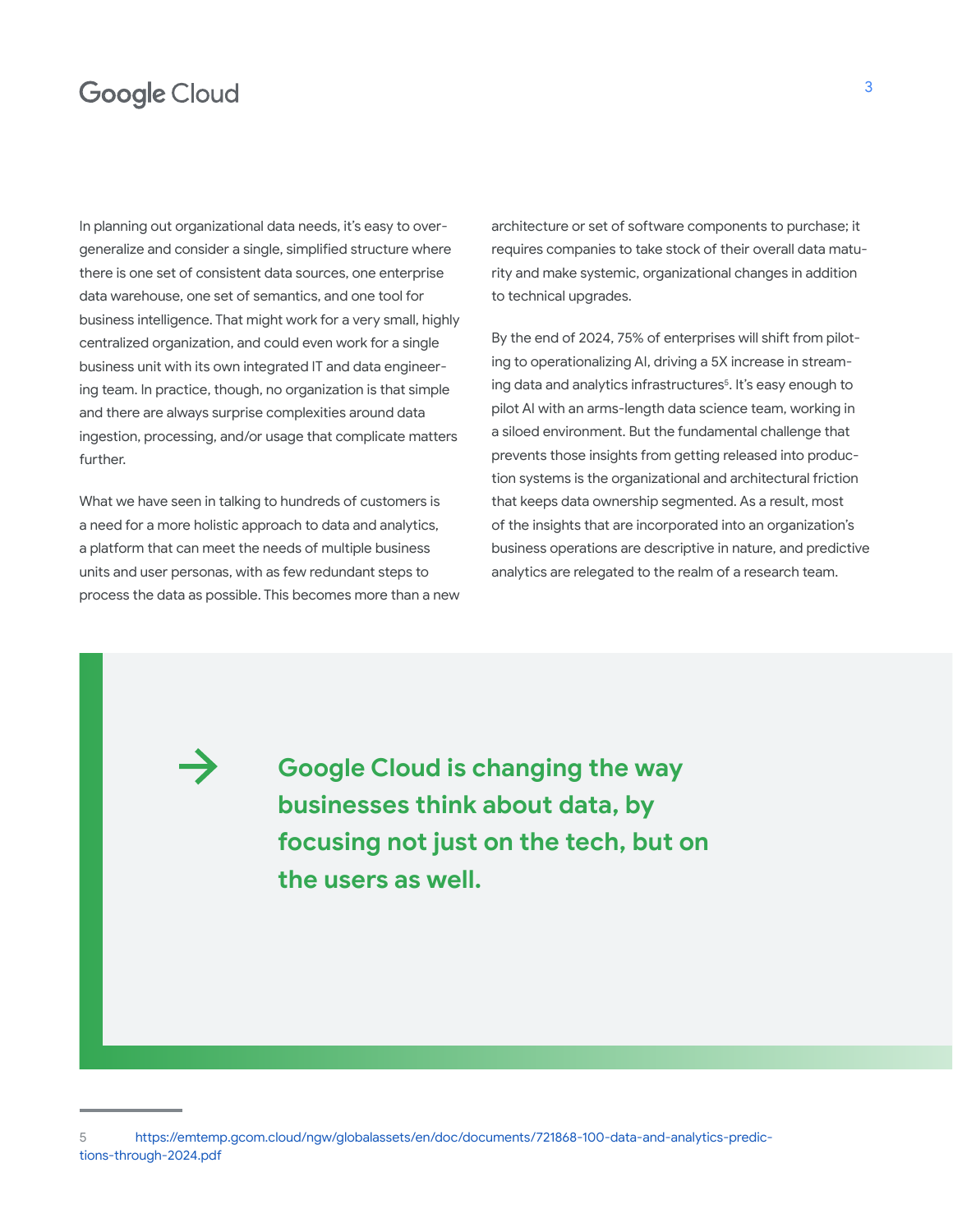In planning out organizational data needs, it's easy to over-generalize and consider a single, simplified structure where there is one set of consistent data sources, one enterprise data warehouse, one set of semantics, and one tool for business intelligence. That might work for a very small, highly centralized organization, and could even work for a single business unit with its own integrated IT and data engineering team. In practice, though, no organization is that simple and there are always surprise complexities around data ingestion, processing, and/or usage that complicate matters further.

What we have seen in talking to hundreds of customers is a need for a more holistic approach to data and analytics, a platform that can meet the needs of multiple business units and user personas, with as few redundant steps to process the data as possible. This becomes more than a new architecture or set of software components to purchase; it requires companies to take stock of their overall data maturity and make systemic, organizational changes in addition to technical upgrades.

By the end of 2024, 75% of enterprises will shift from piloting to operationalizing AI, driving a 5X increase in streaming data and analytics infrastructures[5]. It's easy enough to pilot AI with an arms-length data science team, working in a siloed environment. But the fundamental challenge that prevents those insights from getting released into production systems is the organizational and architectural friction that keeps data ownership segmented. As a result, most of the insights that are incorporated into an organization's business operations are descriptive in nature, and predictive analytics are relegated to the realm of a research team.

> → **Google Cloud is changing the way businesses think about data, by focusing not just on the tech, but on the users as well.**

---

5 https://emtemp.gcom.cloud/ngw/globalassets/en/doc/documents/721868-100-data-and-analytics-predictions-through-2024.pdf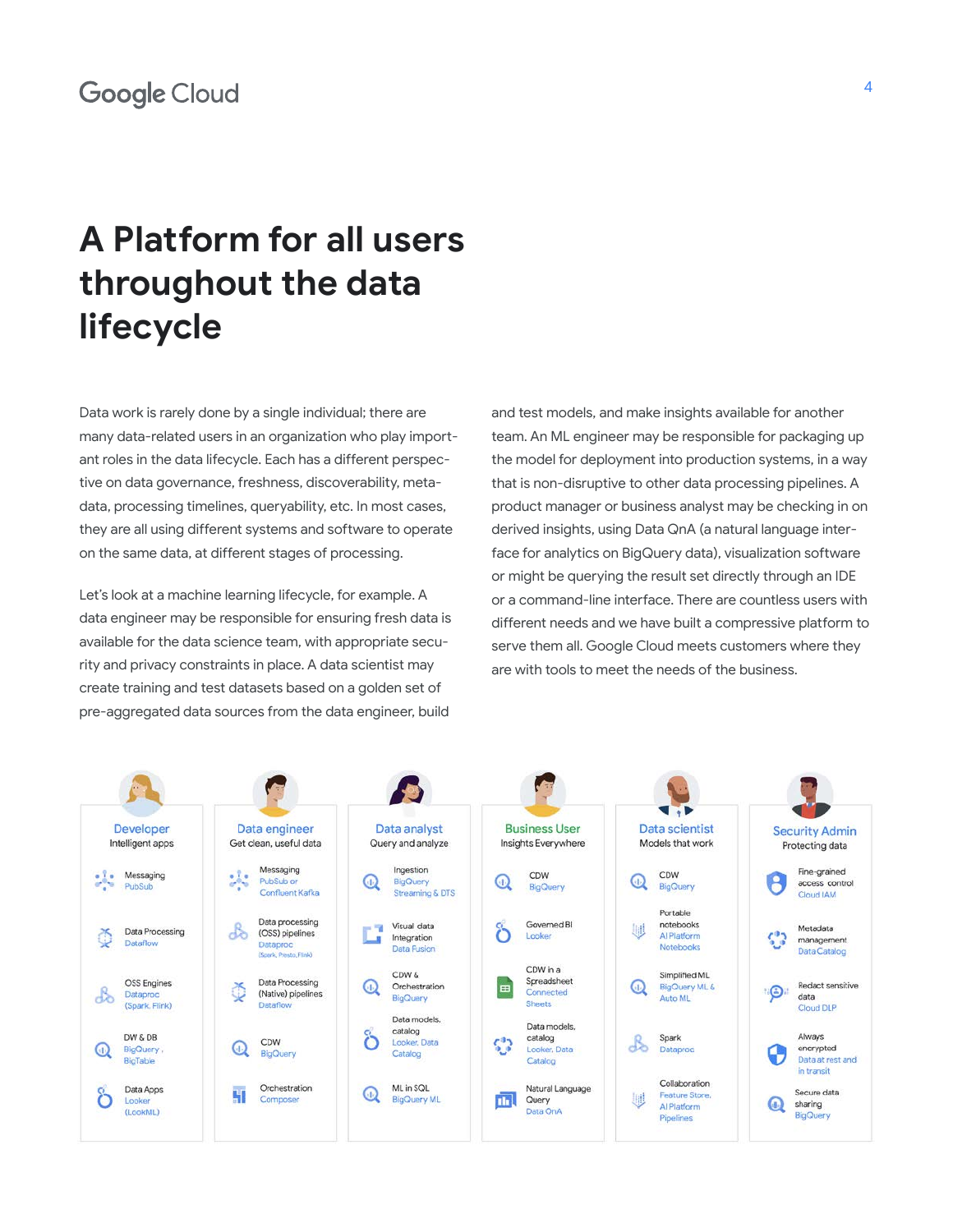# A Platform for all users throughout the data lifecycle

Data work is rarely done by a single individual; there are many data-related users in an organization who play important roles in the data lifecycle. Each has a different perspective on data governance, freshness, discoverability, metadata, processing timelines, queryability, etc. In most cases, they are all using different systems and software to operate on the same data, at different stages of processing.

Let's look at a machine learning lifecycle, for example. A data engineer may be responsible for ensuring fresh data is available for the data science team, with appropriate security and privacy constraints in place. A data scientist may create training and test datasets based on a golden set of pre-aggregated data sources from the data engineer, build and test models, and make insights available for another team. An ML engineer may be responsible for packaging up the model for deployment into production systems, in a way that is non-disruptive to other data processing pipelines. A product manager or business analyst may be checking in on derived insights, using Data QnA (a natural language interface for analytics on BigQuery data), visualization software or might be querying the result set directly through an IDE or a command-line interface. There are countless users with different needs and we have built a compressive platform to serve them all. Google Cloud meets customers where they are with tools to meet the needs of the business.

| Developer<br>Intelligent apps | Data engineer<br>Get clean, useful data | Data analyst<br>Query and analyze | Business User<br>Insights Everywhere | Data scientist<br>Models that work | Security Admin<br>Protecting data |
|---|---|---|---|---|---|
| Messaging<br>PubSub | Messaging<br>PubSub or Confluent Kafka | Ingestion<br>BigQuery Streaming & DTS | CDW<br>BigQuery | CDW<br>BigQuery | Fine-grained access control<br>Cloud IAM |
| Data Processing<br>Dataflow | Data processing (OSS) pipelines<br>Dataproc (Spark, Presto, Flink) | Visual data Integration<br>Data Fusion | Governed BI<br>Looker | Portable notebooks<br>AI Platform Notebooks | Metadata management<br>Data Catalog |
| OSS Engines<br>Dataproc (Spark, Flink) | Data Processing (Native) pipelines<br>Dataflow | CDW & Orchestration<br>BigQuery | CDW in a Spreadsheet<br>Connected Sheets | Simplified ML<br>BigQuery ML & Auto ML | Redact sensitive data<br>Cloud DLP |
| DW & DB<br>BigQuery, BigTable | CDW<br>BigQuery | Data models, catalog<br>Looker, Data Catalog | Data models, catalog<br>Looker, Data Catalog | Spark<br>Dataproc | Always encrypted<br>Data at rest and in transit |
| Data Apps<br>Looker (LookML) | Orchestration<br>Composer | ML in SQL<br>BigQuery ML | Natural Language Query<br>Data QnA | Collaboration<br>Feature Store, AI Platform Pipelines | Secure data sharing<br>BigQuery |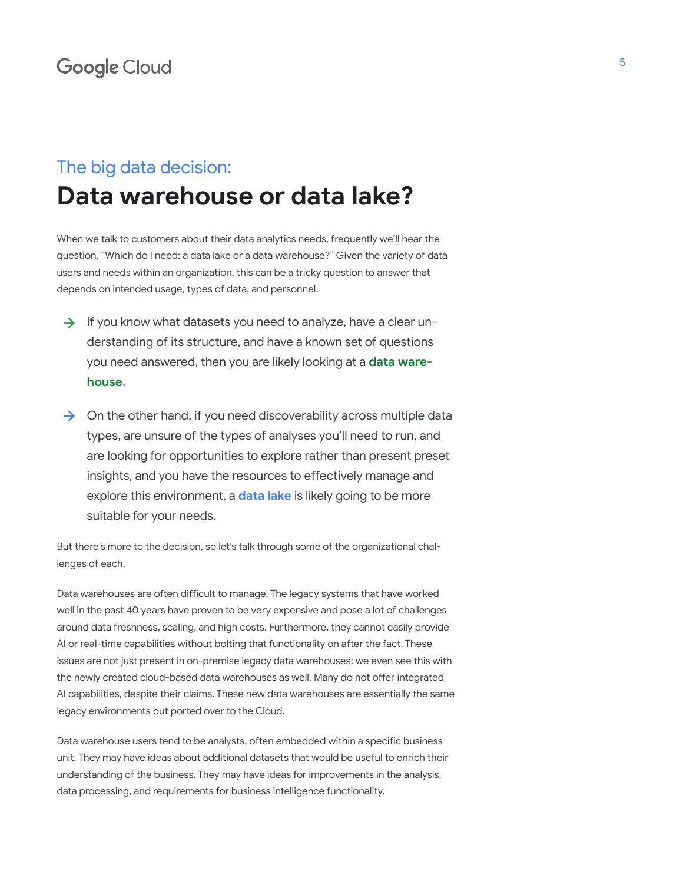## The big data decision:

# Data warehouse or data lake?

When we talk to customers about their data analytics needs, frequently we'll hear the question, "Which do I need: a data lake or a data warehouse?" Given the variety of data users and needs within an organization, this can be a tricky question to answer that depends on intended usage, types of data, and personnel.

→ If you know what datasets you need to analyze, have a clear understanding of its structure, and have a known set of questions you need answered, then you are likely looking at a **data warehouse.**

→ On the other hand, if you need discoverability across multiple data types, are unsure of the types of analyses you'll need to run, and are looking for opportunities to explore rather than present preset insights, and you have the resources to effectively manage and explore this environment, a **data lake** is likely going to be more suitable for your needs.

But there's more to the decision, so let's talk through some of the organizational challenges of each.

Data warehouses are often difficult to manage. The legacy systems that have worked well in the past 40 years have proven to be very expensive and pose a lot of challenges around data freshness, scaling, and high costs. Furthermore, they cannot easily provide AI or real-time capabilities without bolting that functionality on after the fact. These issues are not just present in on-premise legacy data warehouses; we even see this with the newly created cloud-based data warehouses as well. Many do not offer integrated AI capabilities, despite their claims. These new data warehouses are essentially the same legacy environments but ported over to the Cloud.

Data warehouse users tend to be analysts, often embedded within a specific business unit. They may have ideas about additional datasets that would be useful to enrich their understanding of the business. They may have ideas for improvements in the analysis, data processing, and requirements for business intelligence functionality.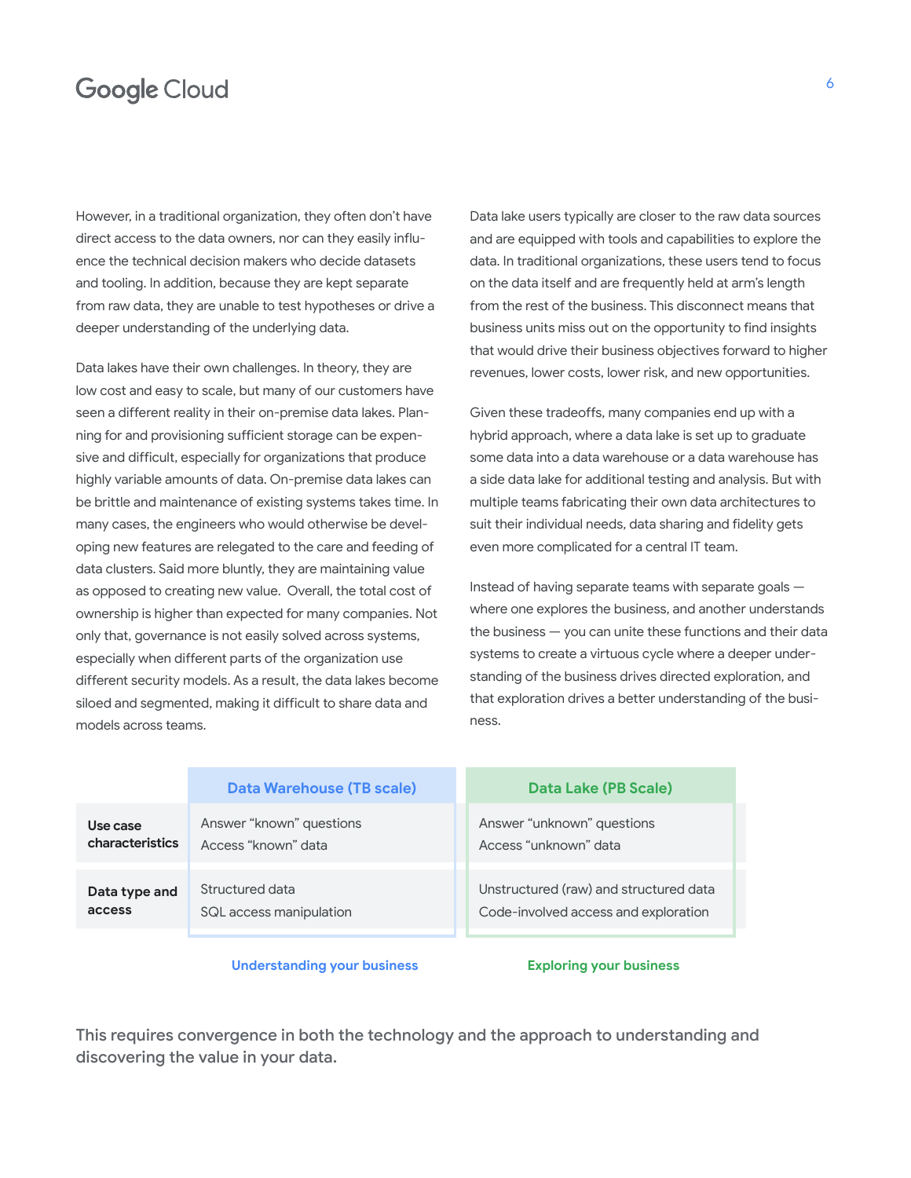However, in a traditional organization, they often don't have direct access to the data owners, nor can they easily influence the technical decision makers who decide datasets and tooling. In addition, because they are kept separate from raw data, they are unable to test hypotheses or drive a deeper understanding of the underlying data.

Data lakes have their own challenges. In theory, they are low cost and easy to scale, but many of our customers have seen a different reality in their on-premise data lakes. Planning for and provisioning sufficient storage can be expensive and difficult, especially for organizations that produce highly variable amounts of data. On-premise data lakes can be brittle and maintenance of existing systems takes time. In many cases, the engineers who would otherwise be developing new features are relegated to the care and feeding of data clusters. Said more bluntly, they are maintaining value as opposed to creating new value. Overall, the total cost of ownership is higher than expected for many companies. Not only that, governance is not easily solved across systems, especially when different parts of the organization use different security models. As a result, the data lakes become siloed and segmented, making it difficult to share data and models across teams.

Data lake users typically are closer to the raw data sources and are equipped with tools and capabilities to explore the data. In traditional organizations, these users tend to focus on the data itself and are frequently held at arm's length from the rest of the business. This disconnect means that business units miss out on the opportunity to find insights that would drive their business objectives forward to higher revenues, lower costs, lower risk, and new opportunities.

Given these tradeoffs, many companies end up with a hybrid approach, where a data lake is set up to graduate some data into a data warehouse or a data warehouse has a side data lake for additional testing and analysis. But with multiple teams fabricating their own data architectures to suit their individual needs, data sharing and fidelity gets even more complicated for a central IT team.

Instead of having separate teams with separate goals — where one explores the business, and another understands the business — you can unite these functions and their data systems to create a virtuous cycle where a deeper understanding of the business drives directed exploration, and that exploration drives a better understanding of the business.

| | Data Warehouse (TB scale) | Data Lake (PB Scale) |
|---|---|---|
| **Use case characteristics** | Answer "known" questions<br>Access "known" data | Answer "unknown" questions<br>Access "unknown" data |
| **Data type and access** | Structured data<br>SQL access manipulation | Unstructured (raw) and structured data<br>Code-involved access and exploration |
| | Understanding your business | Exploring your business |

This requires convergence in both the technology and the approach to understanding and discovering the value in your data.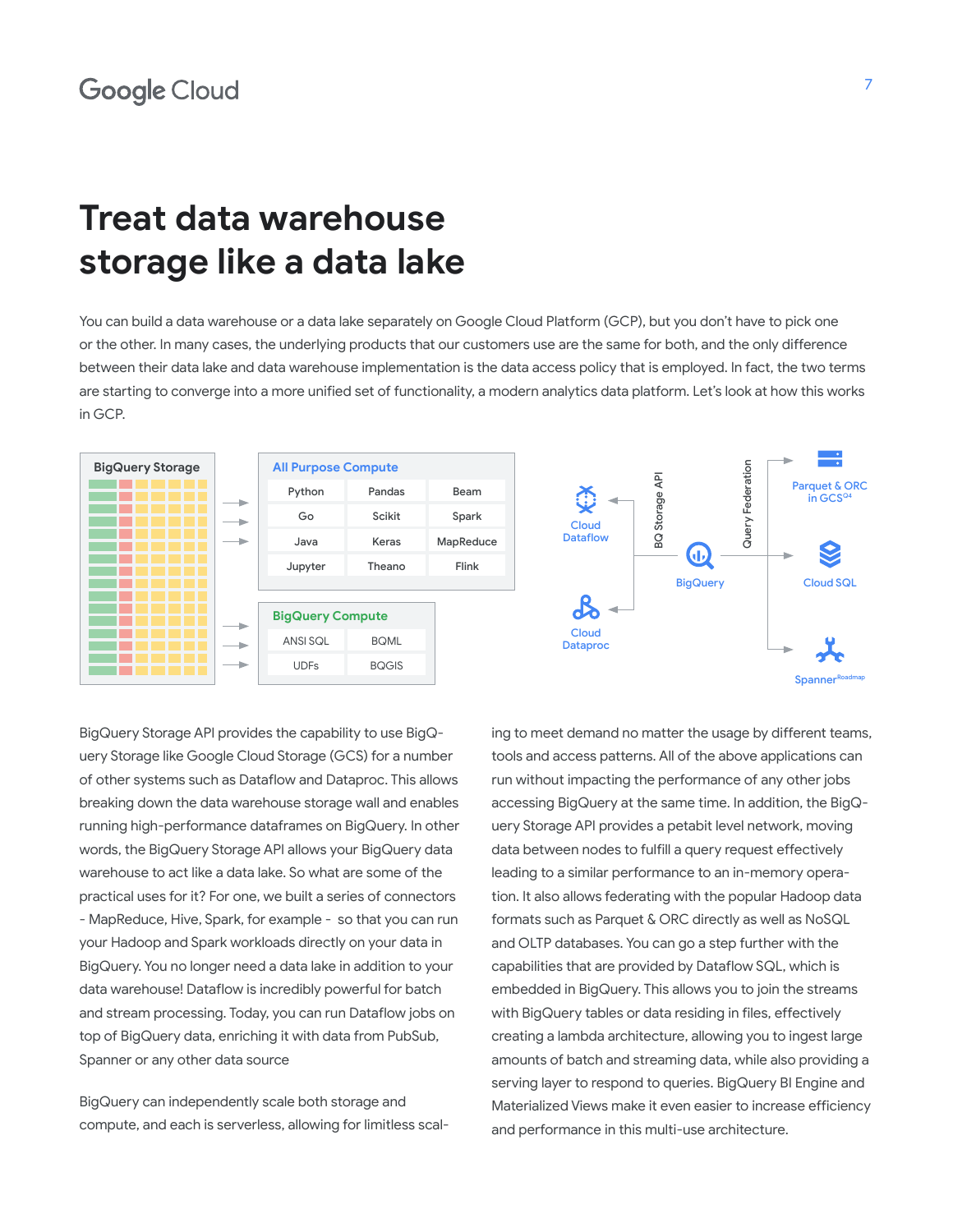# Treat data warehouse storage like a data lake

You can build a data warehouse or a data lake separately on Google Cloud Platform (GCP), but you don't have to pick one or the other. In many cases, the underlying products that our customers use are the same for both, and the only difference between their data lake and data warehouse implementation is the data access policy that is employed. In fact, the two terms are starting to converge into a more unified set of functionality, a modern analytics data platform. Let's look at how this works in GCP.

**BigQuery Storage**

**All Purpose Compute**

| Python | Pandas | Beam |
|---|---|---|
| Go | Scikit | Spark |
| Java | Keras | MapReduce |
| Jupyter | Theano | Flink |

**BigQuery Compute**

| ANSI SQL | BQML |
|---|---|
| UDFs | BQGIS |

Cloud Dataflow, Cloud Dataproc ← BQ Storage API ← BigQuery → Query Federation → Parquet & ORC in GCS, Cloud SQL, Spanner[Roadmap]

BigQuery Storage API provides the capability to use BigQuery Storage like Google Cloud Storage (GCS) for a number of other systems such as Dataflow and Dataproc. This allows breaking down the data warehouse storage wall and enables running high-performance dataframes on BigQuery. In other words, the BigQuery Storage API allows your BigQuery data warehouse to act like a data lake. So what are some of the practical uses for it? For one, we built a series of connectors - MapReduce, Hive, Spark, for example - so that you can run your Hadoop and Spark workloads directly on your data in BigQuery. You no longer need a data lake in addition to your data warehouse! Dataflow is incredibly powerful for batch and stream processing. Today, you can run Dataflow jobs on top of BigQuery data, enriching it with data from PubSub, Spanner or any other data source

BigQuery can independently scale both storage and compute, and each is serverless, allowing for limitless scaling to meet demand no matter the usage by different teams, tools and access patterns. All of the above applications can run without impacting the performance of any other jobs accessing BigQuery at the same time. In addition, the BigQuery Storage API provides a petabit level network, moving data between nodes to fulfill a query request effectively leading to a similar performance to an in-memory operation. It also allows federating with the popular Hadoop data formats such as Parquet & ORC directly as well as NoSQL and OLTP databases. You can go a step further with the capabilities that are provided by Dataflow SQL, which is embedded in BigQuery. This allows you to join the streams with BigQuery tables or data residing in files, effectively creating a lambda architecture, allowing you to ingest large amounts of batch and streaming data, while also providing a serving layer to respond to queries. BigQuery BI Engine and Materialized Views make it even easier to increase efficiency and performance in this multi-use architecture.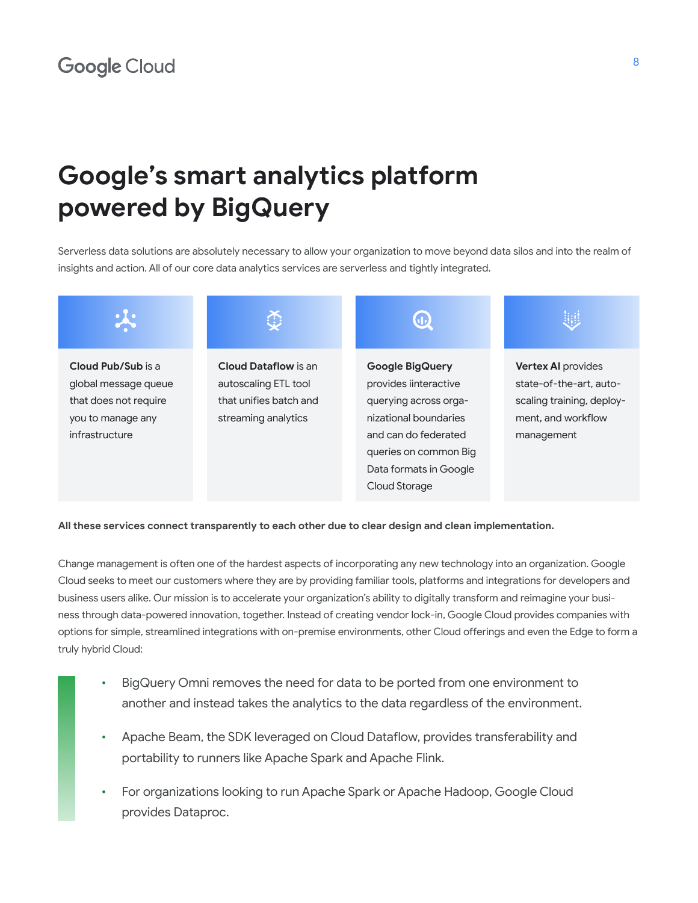# Google's smart analytics platform powered by BigQuery

Serverless data solutions are absolutely necessary to allow your organization to move beyond data silos and into the realm of insights and action. All of our core data analytics services are serverless and tightly integrated.

**Cloud Pub/Sub** is a global message queue that does not require you to manage any infrastructure

**Cloud Dataflow** is an autoscaling ETL tool that unifies batch and streaming analytics

**Google BigQuery** provides iinteractive querying across organizational boundaries and can do federated queries on common Big Data formats in Google Cloud Storage

**Vertex AI** provides state-of-the-art, auto-scaling training, deployment, and workflow management

**All these services connect transparently to each other due to clear design and clean implementation.**

Change management is often one of the hardest aspects of incorporating any new technology into an organization. Google Cloud seeks to meet our customers where they are by providing familiar tools, platforms and integrations for developers and business users alike. Our mission is to accelerate your organization's ability to digitally transform and reimagine your business through data-powered innovation, together. Instead of creating vendor lock-in, Google Cloud provides companies with options for simple, streamlined integrations with on-premise environments, other Cloud offerings and even the Edge to form a truly hybrid Cloud:

- BigQuery Omni removes the need for data to be ported from one environment to another and instead takes the analytics to the data regardless of the environment.
- Apache Beam, the SDK leveraged on Cloud Dataflow, provides transferability and portability to runners like Apache Spark and Apache Flink.
- For organizations looking to run Apache Spark or Apache Hadoop, Google Cloud provides Dataproc.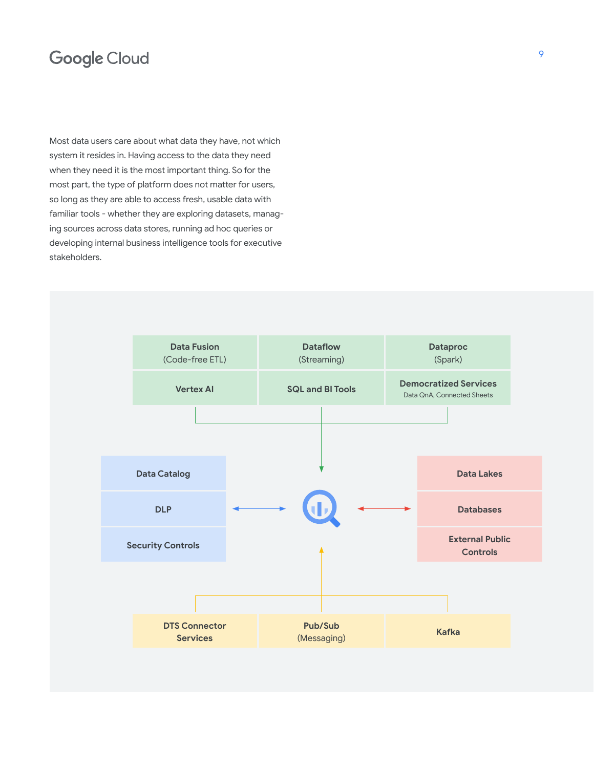Most data users care about what data they have, not which system it resides in. Having access to the data they need when they need it is the most important thing. So for the most part, the type of platform does not matter for users, so long as they are able to access fresh, usable data with familiar tools - whether they are exploring datasets, managing sources across data stores, running ad hoc queries or developing internal business intelligence tools for executive stakeholders.

**Data Fusion** (Code-free ETL)

**Dataflow** (Streaming)

**Dataproc** (Spark)

**Vertex AI**

**SQL and BI Tools**

**Democratized Services** Data QnA, Connected Sheets

**Data Catalog**

**DLP**

**Security Controls**

**Data Lakes**

**Databases**

**External Public Controls**

**DTS Connector Services**

**Pub/Sub** (Messaging)

**Kafka**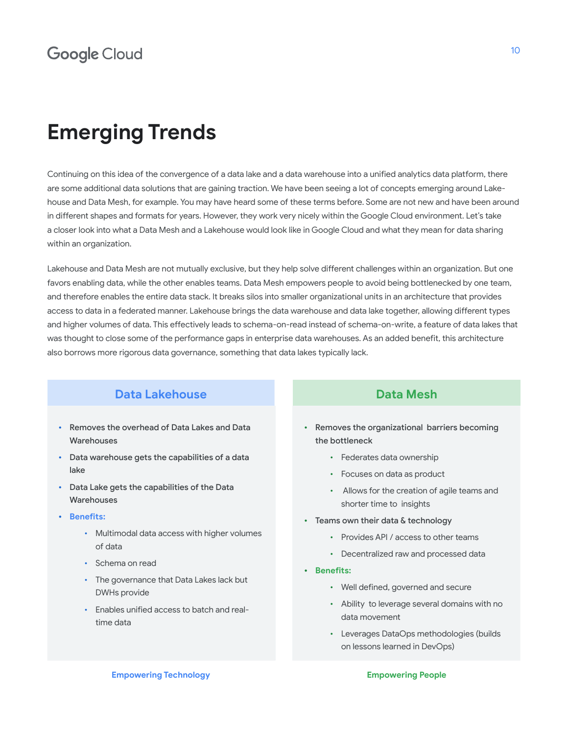# Emerging Trends

Continuing on this idea of the convergence of a data lake and a data warehouse into a unified analytics data platform, there are some additional data solutions that are gaining traction. We have been seeing a lot of concepts emerging around Lake-house and Data Mesh, for example. You may have heard some of these terms before. Some are not new and have been around in different shapes and formats for years. However, they work very nicely within the Google Cloud environment. Let's take a closer look into what a Data Mesh and a Lakehouse would look like in Google Cloud and what they mean for data sharing within an organization.

Lakehouse and Data Mesh are not mutually exclusive, but they help solve different challenges within an organization. But one favors enabling data, while the other enables teams. Data Mesh empowers people to avoid being bottlenecked by one team, and therefore enables the entire data stack. It breaks silos into smaller organizational units in an architecture that provides access to data in a federated manner. Lakehouse brings the data warehouse and data lake together, allowing different types and higher volumes of data. This effectively leads to schema-on-read instead of schema-on-write, a feature of data lakes that was thought to close some of the performance gaps in enterprise data warehouses. As an added benefit, this architecture also borrows more rigorous data governance, something that data lakes typically lack.

## Data Lakehouse

- **Removes the overhead of Data Lakes and Data Warehouses**
- **Data warehouse gets the capabilities of a data lake**
- **Data Lake gets the capabilities of the Data Warehouses**
- **Benefits:**
  - Multimodal data access with higher volumes of data
  - Schema on read
  - The governance that Data Lakes lack but DWHs provide
  - Enables unified access to batch and real-time data

**Empowering Technology**

## Data Mesh

- **Removes the organizational barriers becoming the bottleneck**
  - Federates data ownership
  - Focuses on data as product
  - Allows for the creation of agile teams and shorter time to insights
- **Teams own their data & technology**
  - Provides API / access to other teams
  - Decentralized raw and processed data
- **Benefits:**
  - Well defined, governed and secure
  - Ability to leverage several domains with no data movement
  - Leverages DataOps methodologies (builds on lessons learned in DevOps)

**Empowering People**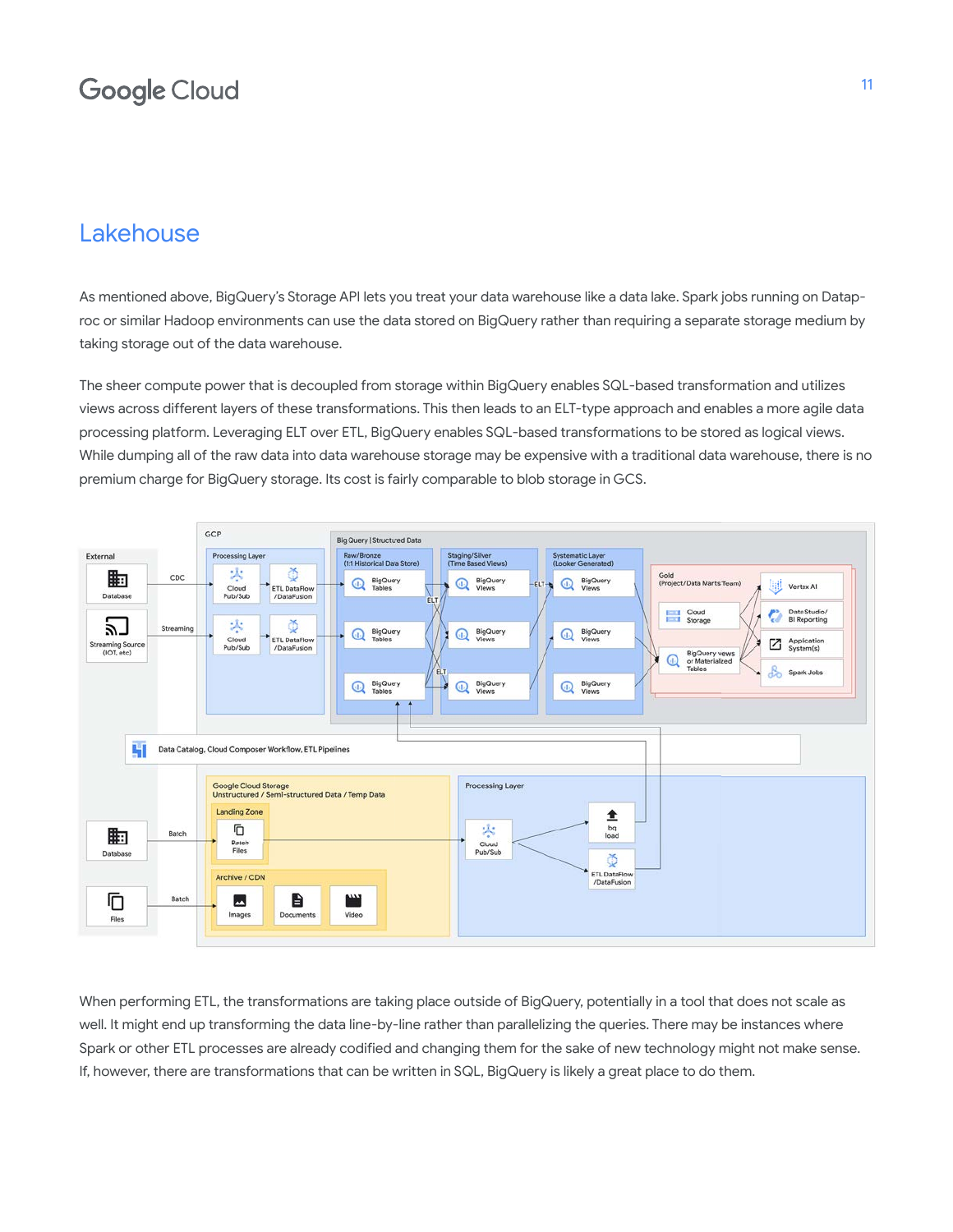# Lakehouse

As mentioned above, BigQuery's Storage API lets you treat your data warehouse like a data lake. Spark jobs running on Dataproc or similar Hadoop environments can use the data stored on BigQuery rather than requiring a separate storage medium by taking storage out of the data warehouse.

The sheer compute power that is decoupled from storage within BigQuery enables SQL-based transformation and utilizes views across different layers of these transformations. This then leads to an ELT-type approach and enables a more agile data processing platform. Leveraging ELT over ETL, BigQuery enables SQL-based transformations to be stored as logical views. While dumping all of the raw data into data warehouse storage may be expensive with a traditional data warehouse, there is no premium charge for BigQuery storage. Its cost is fairly comparable to blob storage in GCS.

When performing ETL, the transformations are taking place outside of BigQuery, potentially in a tool that does not scale as well. It might end up transforming the data line-by-line rather than parallelizing the queries. There may be instances where Spark or other ETL processes are already codified and changing them for the sake of new technology might not make sense. If, however, there are transformations that can be written in SQL, BigQuery is likely a great place to do them.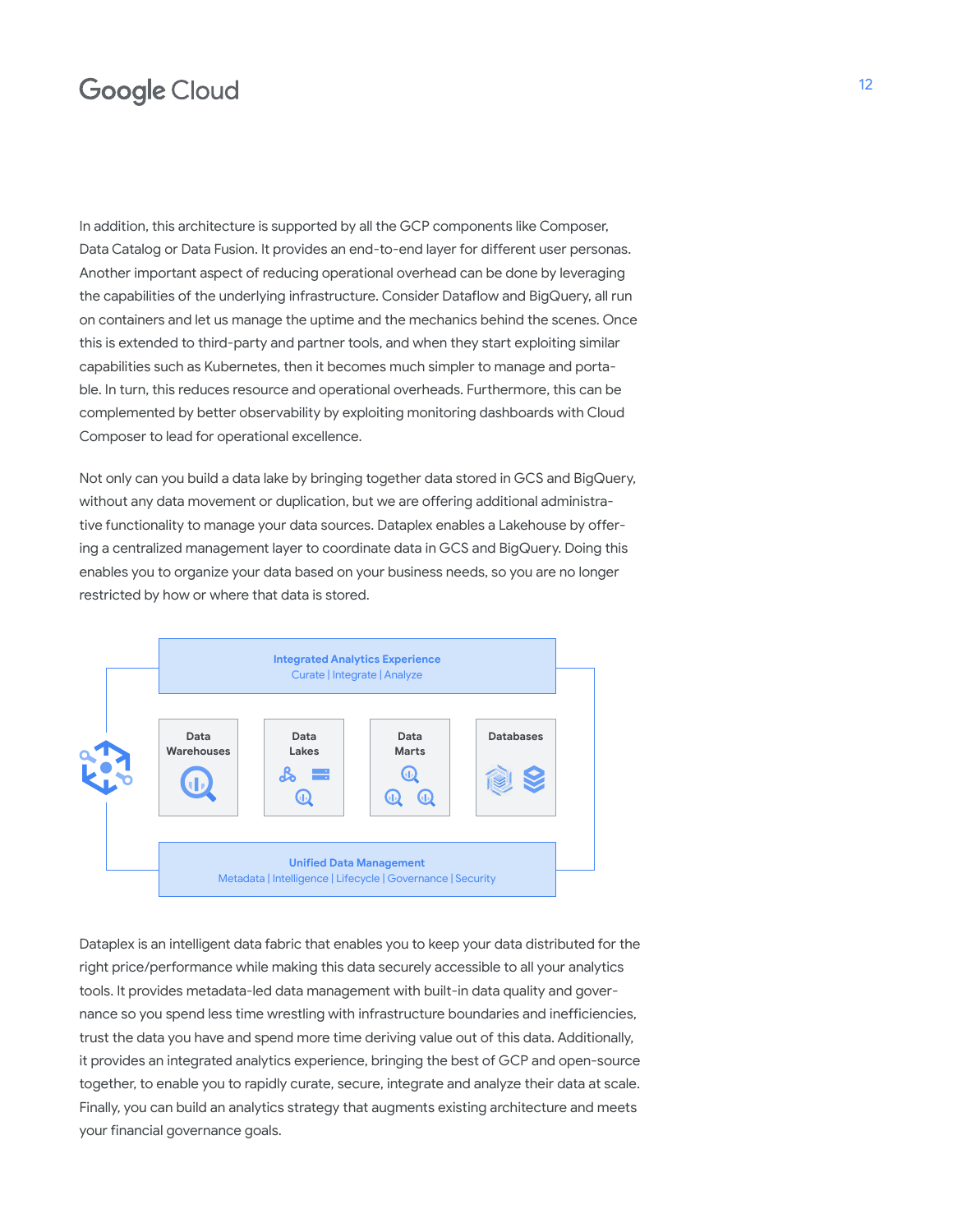In addition, this architecture is supported by all the GCP components like Composer, Data Catalog or Data Fusion. It provides an end-to-end layer for different user personas. Another important aspect of reducing operational overhead can be done by leveraging the capabilities of the underlying infrastructure. Consider Dataflow and BigQuery, all run on containers and let us manage the uptime and the mechanics behind the scenes. Once this is extended to third-party and partner tools, and when they start exploiting similar capabilities such as Kubernetes, then it becomes much simpler to manage and portable. In turn, this reduces resource and operational overheads. Furthermore, this can be complemented by better observability by exploiting monitoring dashboards with Cloud Composer to lead for operational excellence.

Not only can you build a data lake by bringing together data stored in GCS and BigQuery, without any data movement or duplication, but we are offering additional administrative functionality to manage your data sources. Dataplex enables a Lakehouse by offering a centralized management layer to coordinate data in GCS and BigQuery. Doing this enables you to organize your data based on your business needs, so you are no longer restricted by how or where that data is stored.

**Integrated Analytics Experience**
Curate | Integrate | Analyze

Data Warehouses | Data Lakes | Data Marts | Databases

**Unified Data Management**
Metadata | Intelligence | Lifecycle | Governance | Security

Dataplex is an intelligent data fabric that enables you to keep your data distributed for the right price/performance while making this data securely accessible to all your analytics tools. It provides metadata-led data management with built-in data quality and governance so you spend less time wrestling with infrastructure boundaries and inefficiencies, trust the data you have and spend more time deriving value out of this data. Additionally, it provides an integrated analytics experience, bringing the best of GCP and open-source together, to enable you to rapidly curate, secure, integrate and analyze their data at scale. Finally, you can build an analytics strategy that augments existing architecture and meets your financial governance goals.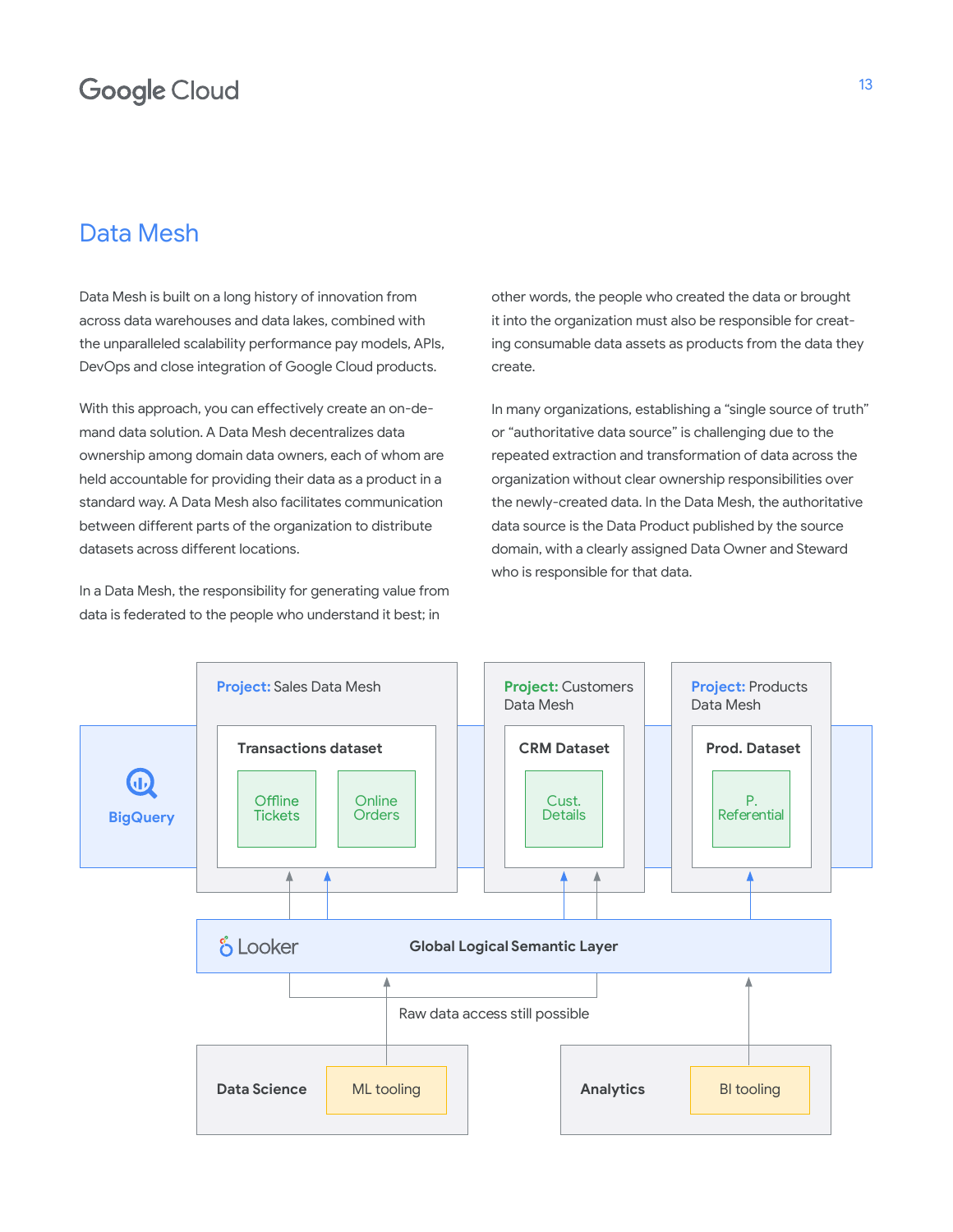## Data Mesh

Data Mesh is built on a long history of innovation from across data warehouses and data lakes, combined with the unparalleled scalability performance pay models, APIs, DevOps and close integration of Google Cloud products.

With this approach, you can effectively create an on-demand data solution. A Data Mesh decentralizes data ownership among domain data owners, each of whom are held accountable for providing their data as a product in a standard way. A Data Mesh also facilitates communication between different parts of the organization to distribute datasets across different locations.

In a Data Mesh, the responsibility for generating value from data is federated to the people who understand it best; in other words, the people who created the data or brought it into the organization must also be responsible for creating consumable data assets as products from the data they create.

In many organizations, establishing a "single source of truth" or "authoritative data source" is challenging due to the repeated extraction and transformation of data across the organization without clear ownership responsibilities over the newly-created data. In the Data Mesh, the authoritative data source is the Data Product published by the source domain, with a clearly assigned Data Owner and Steward who is responsible for that data.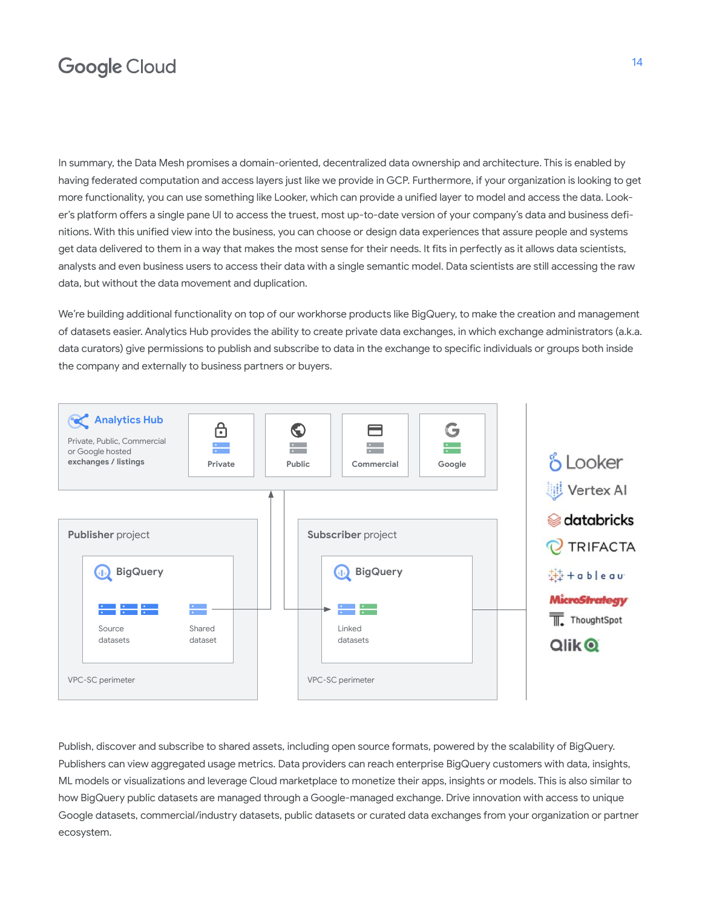In summary, the Data Mesh promises a domain-oriented, decentralized data ownership and architecture. This is enabled by having federated computation and access layers just like we provide in GCP. Furthermore, if your organization is looking to get more functionality, you can use something like Looker, which can provide a unified layer to model and access the data. Looker's platform offers a single pane UI to access the truest, most up-to-date version of your company's data and business definitions. With this unified view into the business, you can choose or design data experiences that assure people and systems get data delivered to them in a way that makes the most sense for their needs. It fits in perfectly as it allows data scientists, analysts and even business users to access their data with a single semantic model. Data scientists are still accessing the raw data, but without the data movement and duplication.

We're building additional functionality on top of our workhorse products like BigQuery, to make the creation and management of datasets easier. Analytics Hub provides the ability to create private data exchanges, in which exchange administrators (a.k.a. data curators) give permissions to publish and subscribe to data in the exchange to specific individuals or groups both inside the company and externally to business partners or buyers.

**Analytics Hub**
Private, Public, Commercial or Google hosted **exchanges / listings**

Private | Public | Commercial | Google

**Publisher** project
BigQuery
Source datasets — Shared dataset
VPC-SC perimeter

**Subscriber** project
BigQuery
Linked datasets
VPC-SC perimeter

Looker, Vertex AI, databricks, TRIFACTA, tableau, MicroStrategy, ThoughtSpot, Qlik

Publish, discover and subscribe to shared assets, including open source formats, powered by the scalability of BigQuery. Publishers can view aggregated usage metrics. Data providers can reach enterprise BigQuery customers with data, insights, ML models or visualizations and leverage Cloud marketplace to monetize their apps, insights or models. This is also similar to how BigQuery public datasets are managed through a Google-managed exchange. Drive innovation with access to unique Google datasets, commercial/industry datasets, public datasets or curated data exchanges from your organization or partner ecosystem.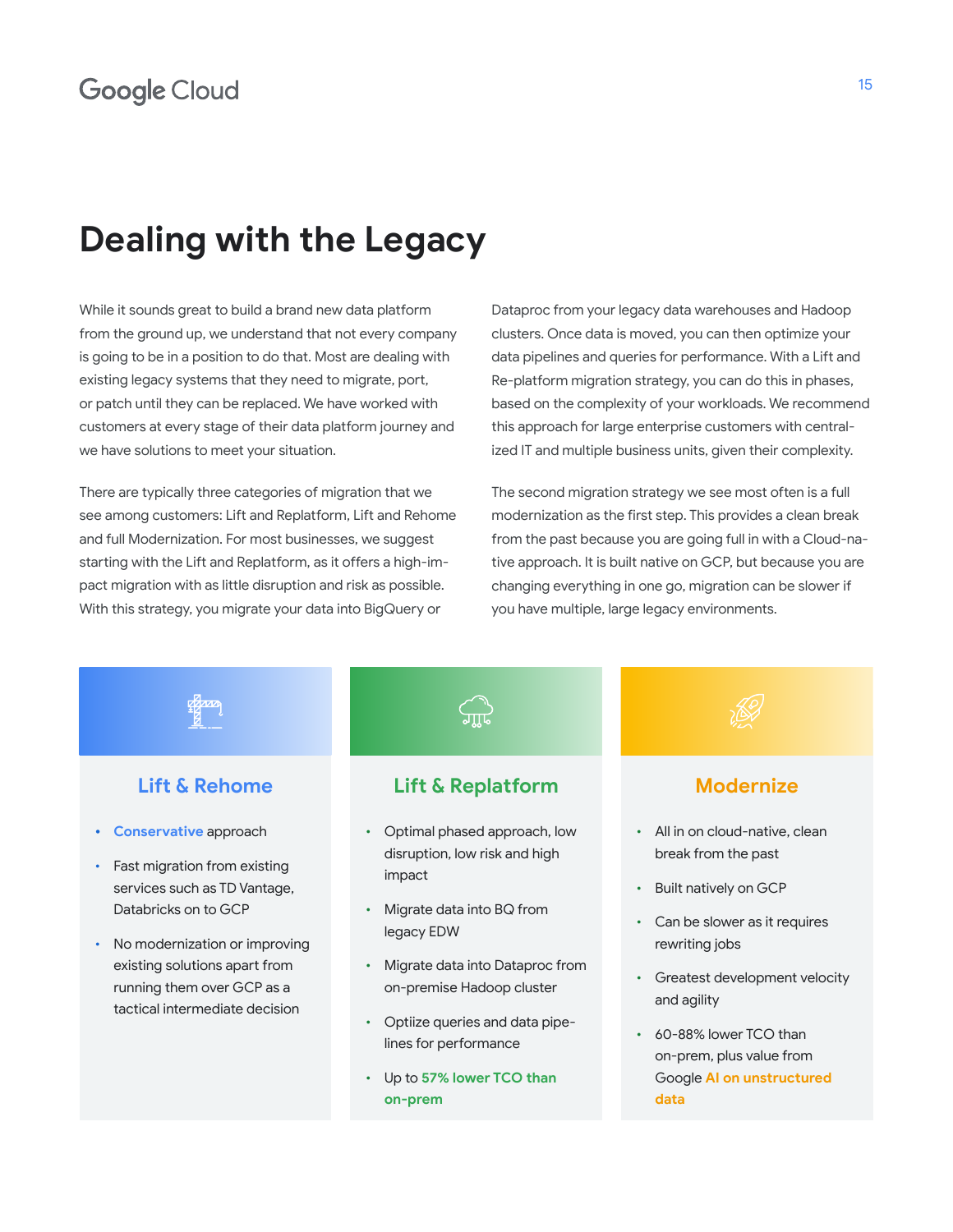# Dealing with the Legacy

While it sounds great to build a brand new data platform from the ground up, we understand that not every company is going to be in a position to do that. Most are dealing with existing legacy systems that they need to migrate, port, or patch until they can be replaced. We have worked with customers at every stage of their data platform journey and we have solutions to meet your situation.

There are typically three categories of migration that we see among customers: Lift and Replatform, Lift and Rehome and full Modernization. For most businesses, we suggest starting with the Lift and Replatform, as it offers a high-impact migration with as little disruption and risk as possible. With this strategy, you migrate your data into BigQuery or Dataproc from your legacy data warehouses and Hadoop clusters. Once data is moved, you can then optimize your data pipelines and queries for performance. With a Lift and Re-platform migration strategy, you can do this in phases, based on the complexity of your workloads. We recommend this approach for large enterprise customers with centralized IT and multiple business units, given their complexity.

The second migration strategy we see most often is a full modernization as the first step. This provides a clean break from the past because you are going full in with a Cloud-native approach. It is built native on GCP, but because you are changing everything in one go, migration can be slower if you have multiple, large legacy environments.

### Lift & Rehome

- **Conservative** approach
- Fast migration from existing services such as TD Vantage, Databricks on to GCP
- No modernization or improving existing solutions apart from running them over GCP as a tactical intermediate decision

### Lift & Replatform

- Optimal phased approach, low disruption, low risk and high impact
- Migrate data into BQ from legacy EDW
- Migrate data into Dataproc from on-premise Hadoop cluster
- Optiize queries and data pipelines for performance
- Up to **57% lower TCO than on-prem**

### Modernize

- All in on cloud-native, clean break from the past
- Built natively on GCP
- Can be slower as it requires rewriting jobs
- Greatest development velocity and agility
- 60-88% lower TCO than on-prem, plus value from Google **AI on unstructured data**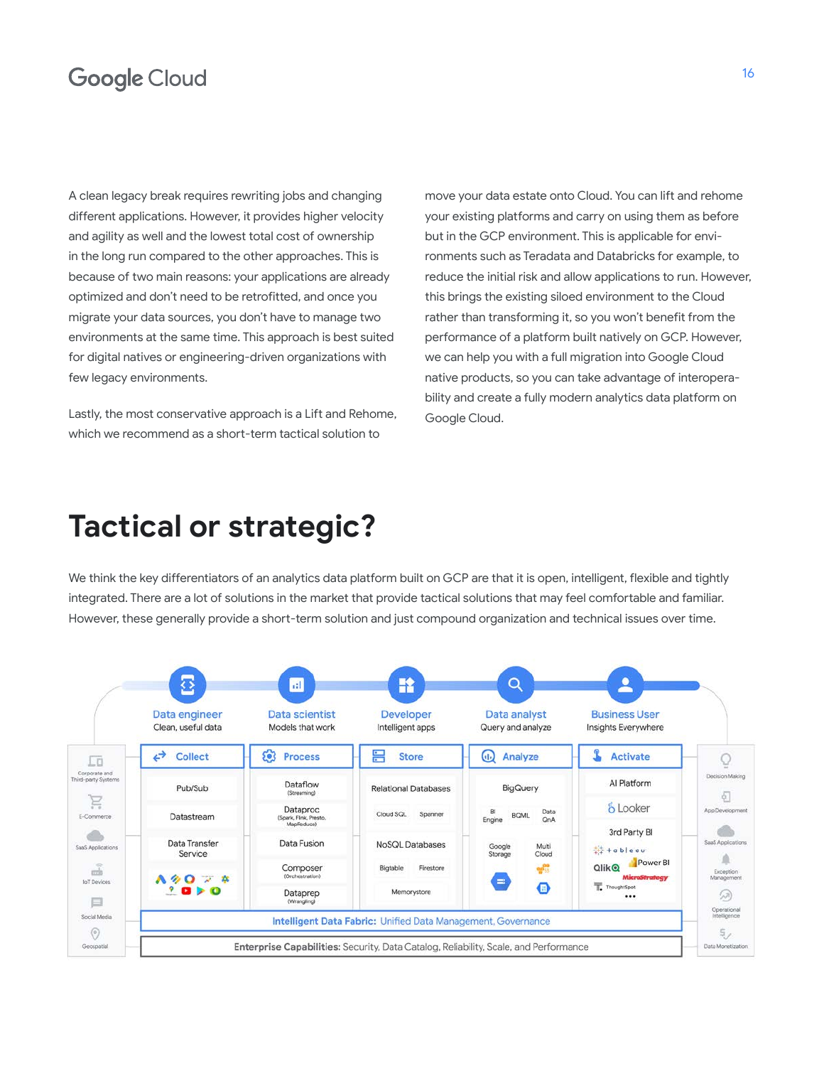A clean legacy break requires rewriting jobs and changing different applications. However, it provides higher velocity and agility as well and the lowest total cost of ownership in the long run compared to the other approaches. This is because of two main reasons: your applications are already optimized and don't need to be retrofitted, and once you migrate your data sources, you don't have to manage two environments at the same time. This approach is best suited for digital natives or engineering-driven organizations with few legacy environments.

Lastly, the most conservative approach is a Lift and Rehome, which we recommend as a short-term tactical solution to move your data estate onto Cloud. You can lift and rehome your existing platforms and carry on using them as before but in the GCP environment. This is applicable for environments such as Teradata and Databricks for example, to reduce the initial risk and allow applications to run. However, this brings the existing siloed environment to the Cloud rather than transforming it, so you won't benefit from the performance of a platform built natively on GCP. However, we can help you with a full migration into Google Cloud native products, so you can take advantage of interoperability and create a fully modern analytics data platform on Google Cloud.

# Tactical or strategic?

We think the key differentiators of an analytics data platform built on GCP are that it is open, intelligent, flexible and tightly integrated. There are a lot of solutions in the market that provide tactical solutions that may feel comfortable and familiar. However, these generally provide a short-term solution and just compound organization and technical issues over time.

| Data engineer<br>Clean, useful data | Data scientist<br>Models that work | Developer<br>Intelligent apps | Data analyst<br>Query and analyze | Business User<br>Insights Everywhere |
| --- | --- | --- | --- | --- |
| **Collect** | **Process** | **Store** | **Analyze** | **Activate** |
| Pub/Sub | Dataflow (Streaming) | Relational Databases | BigQuery | AI Platform |
| Datastream | Dataproc (Spark, Flink, Presto, MapReduce) | Cloud SQL, Spanner | BI Engine, BQML, Data QnA | Looker |
| Data Transfer Service | Data Fusion | NoSQL Databases | Google Storage, Multi Cloud | 3rd Party BI |
| | Composer (Orchestration) | Bigtable, Firestore | | tableau, Qlik, Power BI, MicroStrategy, ThoughtSpot ... |
| | Dataprep (Wrangling) | Memorystore | | |

Sources: Corporate and Third-party Systems, E-Commerce, SaaS Applications, IoT Devices, Social Media, Geospatial

Outcomes: Decision Making, App Development, SaaS Applications, Exception Management, Operational Intelligence, Data Monetization

**Intelligent Data Fabric:** Unified Data Management, Governance

**Enterprise Capabilities:** Security, Data Catalog, Reliability, Scale, and Performance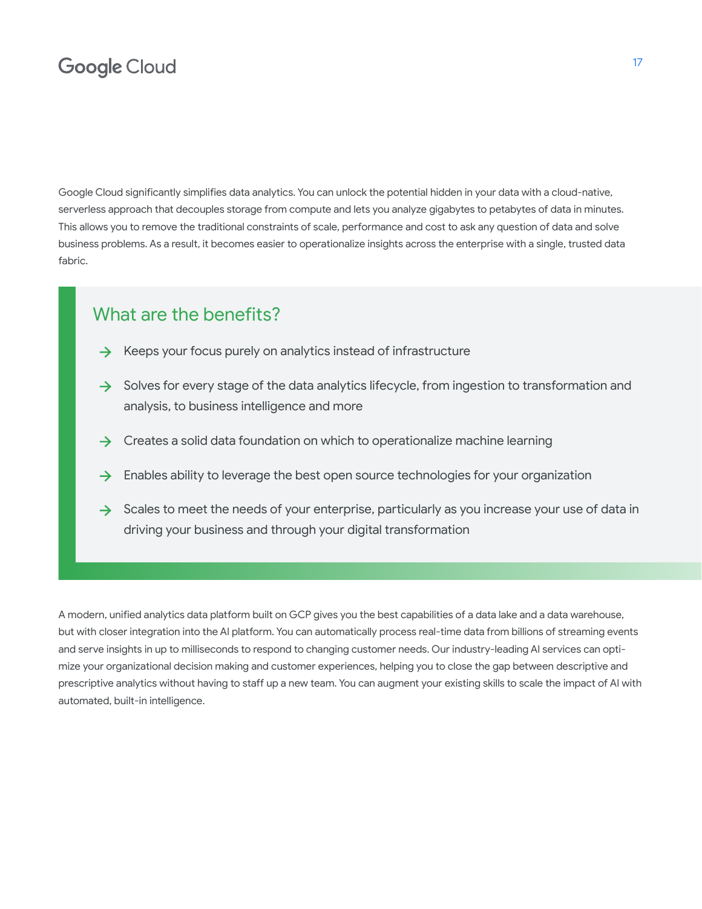Google Cloud significantly simplifies data analytics. You can unlock the potential hidden in your data with a cloud-native, serverless approach that decouples storage from compute and lets you analyze gigabytes to petabytes of data in minutes. This allows you to remove the traditional constraints of scale, performance and cost to ask any question of data and solve business problems. As a result, it becomes easier to operationalize insights across the enterprise with a single, trusted data fabric.

## What are the benefits?

- Keeps your focus purely on analytics instead of infrastructure
- Solves for every stage of the data analytics lifecycle, from ingestion to transformation and analysis, to business intelligence and more
- Creates a solid data foundation on which to operationalize machine learning
- Enables ability to leverage the best open source technologies for your organization
- Scales to meet the needs of your enterprise, particularly as you increase your use of data in driving your business and through your digital transformation

A modern, unified analytics data platform built on GCP gives you the best capabilities of a data lake and a data warehouse, but with closer integration into the AI platform. You can automatically process real-time data from billions of streaming events and serve insights in up to milliseconds to respond to changing customer needs. Our industry-leading AI services can optimize your organizational decision making and customer experiences, helping you to close the gap between descriptive and prescriptive analytics without having to staff up a new team. You can augment your existing skills to scale the impact of AI with automated, built-in intelligence.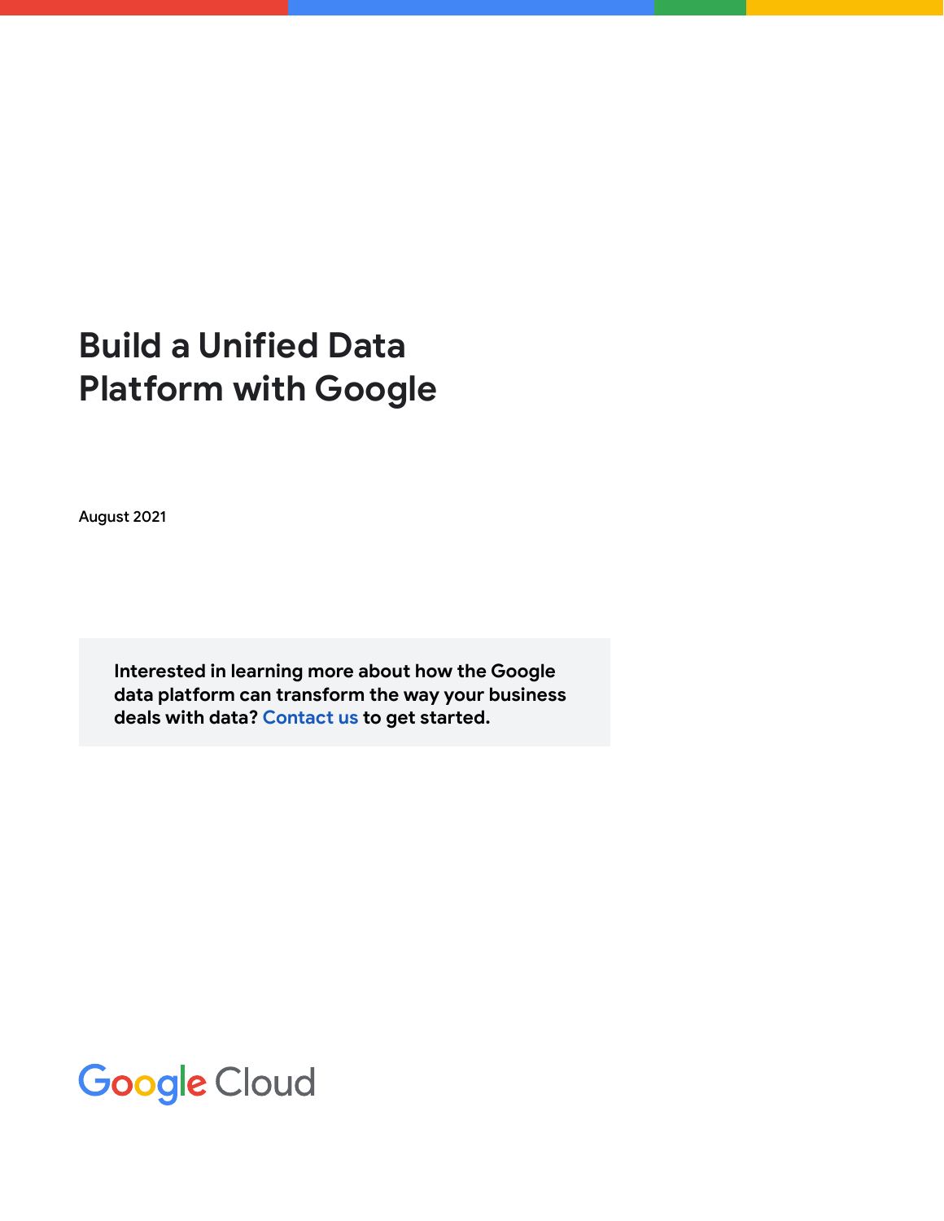# Build a Unified Data Platform with Google

August 2021

**Interested in learning more about how the Google data platform can transform the way your business deals with data? Contact us to get started.**

Google Cloud